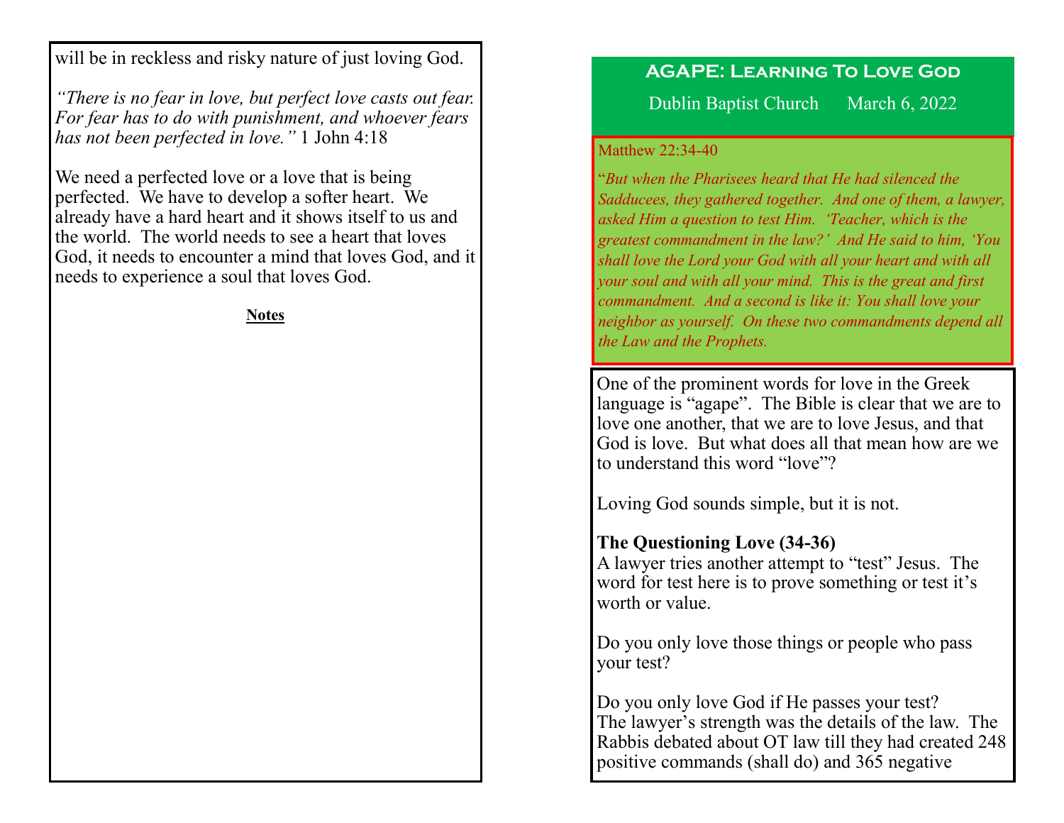will be in reckless and risky nature of just loving God.

*"There is no fear in love, but perfect love casts out fear. For fear has to do with punishment, and whoever fears has not been perfected in love."* 1 John 4:18

We need a perfected love or a love that is being perfected. We have to develop a softer heart. We already have a hard heart and it shows itself to us and the world. The world needs to see a heart that loves God, it needs to encounter a mind that loves God, and it needs to experience a soul that loves God.

**Notes**

# AGAPE: Learning To Love God

Dublin Baptist Church March 6, 2022

Matthew 22:34-40

"*But when the Pharisees heard that He had silenced the Sadducees, they gathered together. And one of them, a lawyer, asked Him a question to test Him. 'Teacher, which is the greatest commandment in the law?' And He said to him, 'You shall love the Lord your God with all your heart and with all your soul and with all your mind. This is the great and first commandment. And a second is like it: You shall love your neighbor as yourself. On these two commandments depend all the Law and the Prophets.*

One of the prominent words for love in the Greek language is "agape". The Bible is clear that we are to love one another, that we are to love Jesus, and that God is love. But what does all that mean how are we to understand this word "love"?

Loving God sounds simple, but it is not.

**The Questioning Love (34-36)**
A lawyer tries another attempt to "test" Jesus. The word for test here is to prove something or test it's worth or value.

Do you only love those things or people who pass your test?

Do you only love God if He passes your test?
The lawyer's strength was the details of the law. The Rabbis debated about OT law till they had created 248 positive commands (shall do) and 365 negative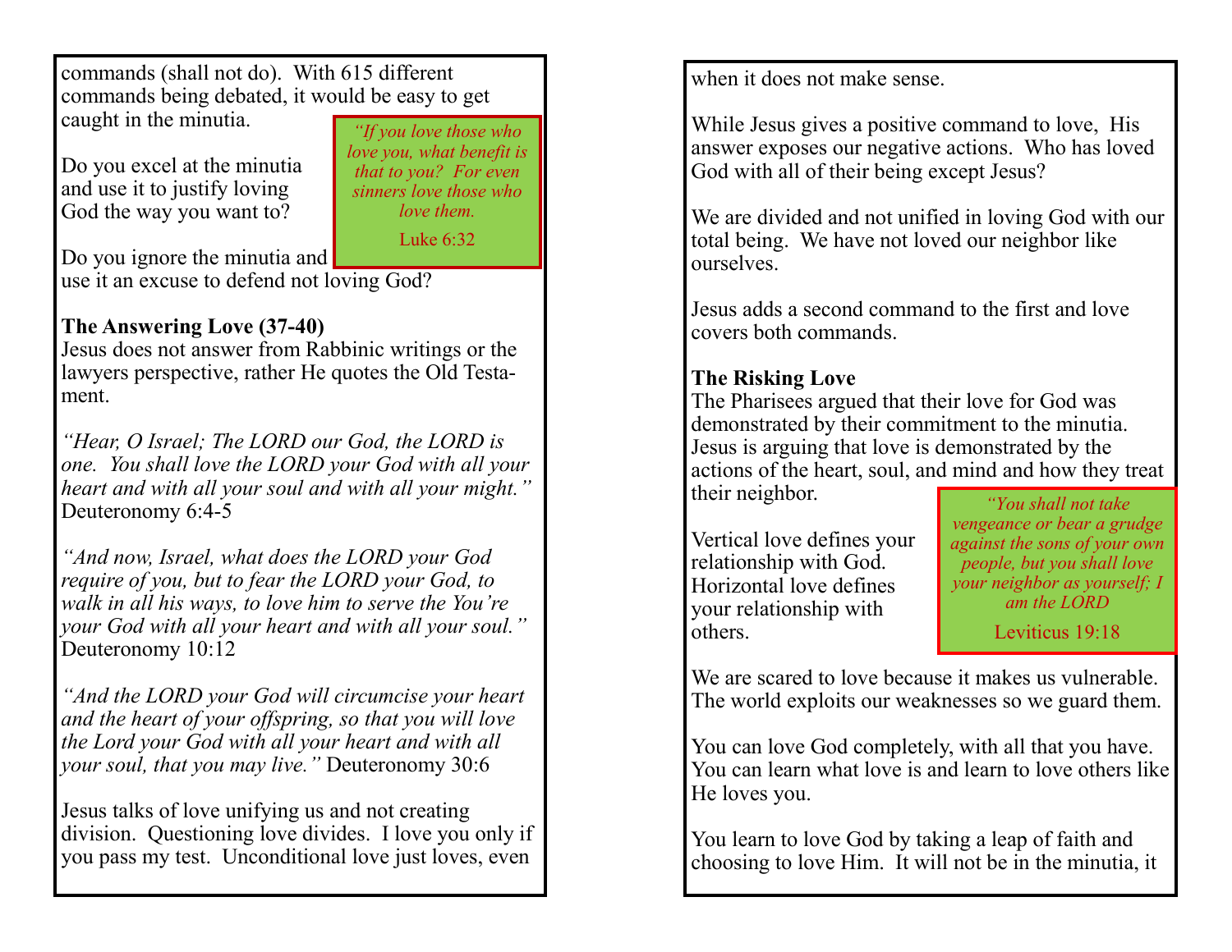commands (shall not do). With 615 different commands being debated, it would be easy to get caught in the minutia.

Do you excel at the minutia and use it to justify loving God the way you want to?

> *"If you love those who love you, what benefit is that to you? For even sinners love those who love them.*
>
> Luke 6:32

Do you ignore the minutia and use it an excuse to defend not loving God?

**The Answering Love (37-40)**

Jesus does not answer from Rabbinic writings or the lawyers perspective, rather He quotes the Old Testament.

*"Hear, O Israel; The LORD our God, the LORD is one. You shall love the LORD your God with all your heart and with all your soul and with all your might."* Deuteronomy 6:4-5

*"And now, Israel, what does the LORD your God require of you, but to fear the LORD your God, to walk in all his ways, to love him to serve the You're your God with all your heart and with all your soul."* Deuteronomy 10:12

*"And the LORD your God will circumcise your heart and the heart of your offspring, so that you will love the Lord your God with all your heart and with all your soul, that you may live."* Deuteronomy 30:6

Jesus talks of love unifying us and not creating division. Questioning love divides. I love you only if you pass my test. Unconditional love just loves, even when it does not make sense.

While Jesus gives a positive command to love, His answer exposes our negative actions. Who has loved God with all of their being except Jesus?

We are divided and not unified in loving God with our total being. We have not loved our neighbor like ourselves.

Jesus adds a second command to the first and love covers both commands.

**The Risking Love**

The Pharisees argued that their love for God was demonstrated by their commitment to the minutia. Jesus is arguing that love is demonstrated by the actions of the heart, soul, and mind and how they treat their neighbor.

Vertical love defines your relationship with God. Horizontal love defines your relationship with others.

> *"You shall not take vengeance or bear a grudge against the sons of your own people, but you shall love your neighbor as yourself; I am the LORD*
>
> Leviticus 19:18

We are scared to love because it makes us vulnerable. The world exploits our weaknesses so we guard them.

You can love God completely, with all that you have. You can learn what love is and learn to love others like He loves you.

You learn to love God by taking a leap of faith and choosing to love Him. It will not be in the minutia, it